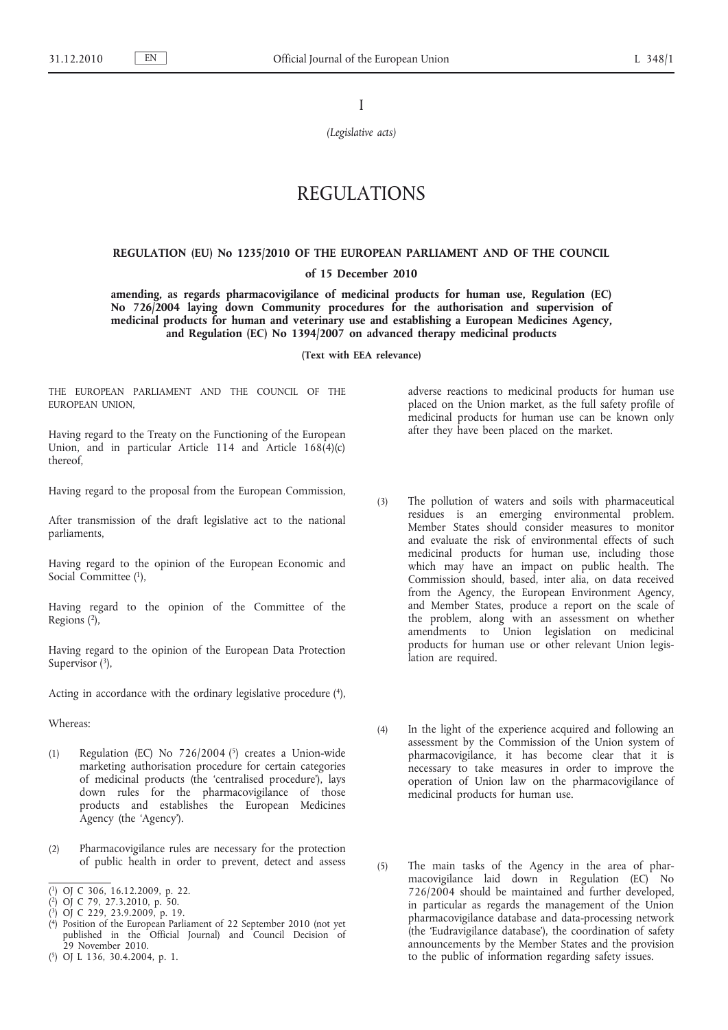I

*(Legislative acts)*

# REGULATIONS

## REGULATION (EU) No 1235/2010 OF THE EUROPEAN PARLIAMENT AND OF THE COUNCIL

### of 15 December 2010

### amending, as regards pharmacovigilance of medicinal products for human use, Regulation (EC) No 726/2004 laying down Community procedures for the authorisation and supervision of medicinal products for human and veterinary use and establishing a European Medicines Agency, and Regulation (EC) No 1394/2007 on advanced therapy medicinal products

**(Text with EEA relevance)**

THE EUROPEAN PARLIAMENT AND THE COUNCIL OF THE EUROPEAN UNION,

Having regard to the Treaty on the Functioning of the European Union, and in particular Article 114 and Article 168(4)(c) thereof,

Having regard to the proposal from the European Commission,

After transmission of the draft legislative act to the national parliaments,

Having regard to the opinion of the European Economic and Social Committee [1],

Having regard to the opinion of the Committee of the Regions [2],

Having regard to the opinion of the European Data Protection Supervisor [3],

Acting in accordance with the ordinary legislative procedure [4],

Whereas:

(1) Regulation (EC) No 726/2004 [5] creates a Union-wide marketing authorisation procedure for certain categories of medicinal products (the 'centralised procedure'), lays down rules for the pharmacovigilance of those products and establishes the European Medicines Agency (the 'Agency').

(2) Pharmacovigilance rules are necessary for the protection of public health in order to prevent, detect and assess adverse reactions to medicinal products for human use placed on the Union market, as the full safety profile of medicinal products for human use can be known only after they have been placed on the market.

(3) The pollution of waters and soils with pharmaceutical residues is an emerging environmental problem. Member States should consider measures to monitor and evaluate the risk of environmental effects of such medicinal products for human use, including those which may have an impact on public health. The Commission should, based, inter alia, on data received from the Agency, the European Environment Agency, and Member States, produce a report on the scale of the problem, along with an assessment on whether amendments to Union legislation on medicinal products for human use or other relevant Union legislation are required.

(4) In the light of the experience acquired and following an assessment by the Commission of the Union system of pharmacovigilance, it has become clear that it is necessary to take measures in order to improve the operation of Union law on the pharmacovigilance of medicinal products for human use.

(5) The main tasks of the Agency in the area of pharmacovigilance laid down in Regulation (EC) No 726/2004 should be maintained and further developed, in particular as regards the management of the Union pharmacovigilance database and data-processing network (the 'Eudravigilance database'), the coordination of safety announcements by the Member States and the provision to the public of information regarding safety issues.

---

[1] OJ C 306, 16.12.2009, p. 22.
[2] OJ C 79, 27.3.2010, p. 50.
[3] OJ C 229, 23.9.2009, p. 19.
[4] Position of the European Parliament of 22 September 2010 (not yet published in the Official Journal) and Council Decision of 29 November 2010.
[5] OJ L 136, 30.4.2004, p. 1.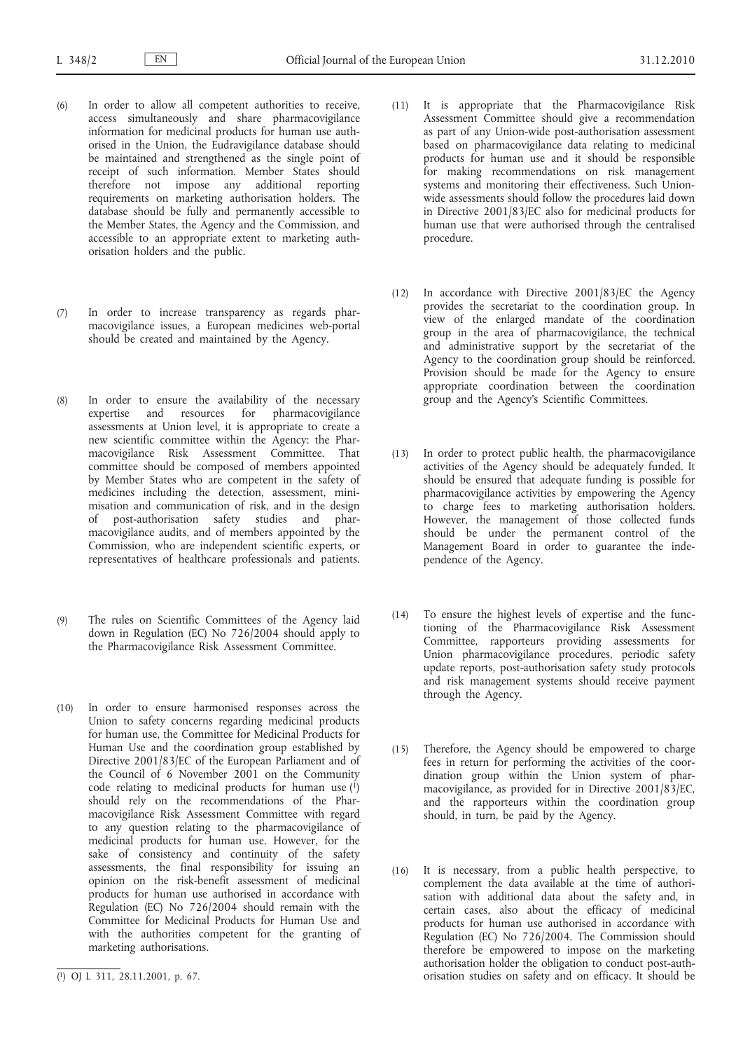(6) In order to allow all competent authorities to receive, access simultaneously and share pharmacovigilance information for medicinal products for human use authorised in the Union, the Eudravigilance database should be maintained and strengthened as the single point of receipt of such information. Member States should therefore not impose any additional reporting requirements on marketing authorisation holders. The database should be fully and permanently accessible to the Member States, the Agency and the Commission, and accessible to an appropriate extent to marketing authorisation holders and the public.

(7) In order to increase transparency as regards pharmacovigilance issues, a European medicines web-portal should be created and maintained by the Agency.

(8) In order to ensure the availability of the necessary expertise and resources for pharmacovigilance assessments at Union level, it is appropriate to create a new scientific committee within the Agency: the Pharmacovigilance Risk Assessment Committee. That committee should be composed of members appointed by Member States who are competent in the safety of medicines including the detection, assessment, minimisation and communication of risk, and in the design of post-authorisation safety studies and pharmacovigilance audits, and of members appointed by the Commission, who are independent scientific experts, or representatives of healthcare professionals and patients.

(9) The rules on Scientific Committees of the Agency laid down in Regulation (EC) No 726/2004 should apply to the Pharmacovigilance Risk Assessment Committee.

(10) In order to ensure harmonised responses across the Union to safety concerns regarding medicinal products for human use, the Committee for Medicinal Products for Human Use and the coordination group established by Directive 2001/83/EC of the European Parliament and of the Council of 6 November 2001 on the Community code relating to medicinal products for human use [1] should rely on the recommendations of the Pharmacovigilance Risk Assessment Committee with regard to any question relating to the pharmacovigilance of medicinal products for human use. However, for the sake of consistency and continuity of the safety assessments, the final responsibility for issuing an opinion on the risk-benefit assessment of medicinal products for human use authorised in accordance with Regulation (EC) No 726/2004 should remain with the Committee for Medicinal Products for Human Use and with the authorities competent for the granting of marketing authorisations.

(11) It is appropriate that the Pharmacovigilance Risk Assessment Committee should give a recommendation as part of any Union-wide post-authorisation assessment based on pharmacovigilance data relating to medicinal products for human use and it should be responsible for making recommendations on risk management systems and monitoring their effectiveness. Such Union-wide assessments should follow the procedures laid down in Directive 2001/83/EC also for medicinal products for human use that were authorised through the centralised procedure.

(12) In accordance with Directive 2001/83/EC the Agency provides the secretariat to the coordination group. In view of the enlarged mandate of the coordination group in the area of pharmacovigilance, the technical and administrative support by the secretariat of the Agency to the coordination group should be reinforced. Provision should be made for the Agency to ensure appropriate coordination between the coordination group and the Agency's Scientific Committees.

(13) In order to protect public health, the pharmacovigilance activities of the Agency should be adequately funded. It should be ensured that adequate funding is possible for pharmacovigilance activities by empowering the Agency to charge fees to marketing authorisation holders. However, the management of those collected funds should be under the permanent control of the Management Board in order to guarantee the independence of the Agency.

(14) To ensure the highest levels of expertise and the functioning of the Pharmacovigilance Risk Assessment Committee, rapporteurs providing assessments for Union pharmacovigilance procedures, periodic safety update reports, post-authorisation safety study protocols and risk management systems should receive payment through the Agency.

(15) Therefore, the Agency should be empowered to charge fees in return for performing the activities of the coordination group within the Union system of pharmacovigilance, as provided for in Directive 2001/83/EC, and the rapporteurs within the coordination group should, in turn, be paid by the Agency.

(16) It is necessary, from a public health perspective, to complement the data available at the time of authorisation with additional data about the safety and, in certain cases, also about the efficacy of medicinal products for human use authorised in accordance with Regulation (EC) No 726/2004. The Commission should therefore be empowered to impose on the marketing authorisation holder the obligation to conduct post-authorisation studies on safety and on efficacy. It should be

[1] OJ L 311, 28.11.2001, p. 67.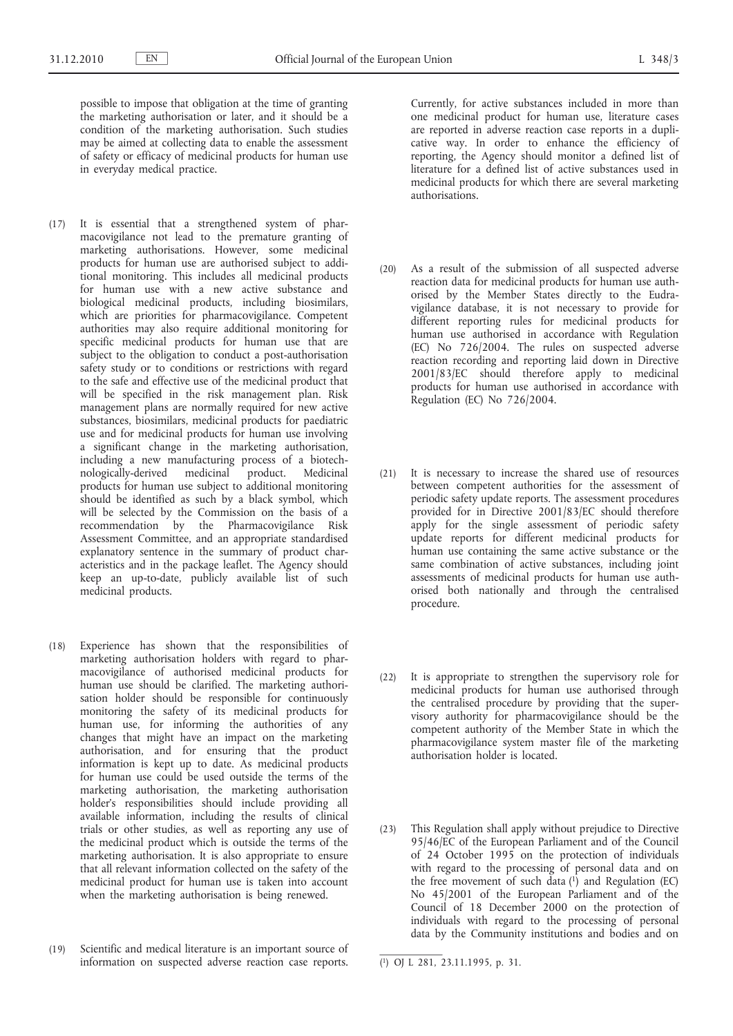possible to impose that obligation at the time of granting the marketing authorisation or later, and it should be a condition of the marketing authorisation. Such studies may be aimed at collecting data to enable the assessment of safety or efficacy of medicinal products for human use in everyday medical practice.

(17) It is essential that a strengthened system of pharmacovigilance not lead to the premature granting of marketing authorisations. However, some medicinal products for human use are authorised subject to additional monitoring. This includes all medicinal products for human use with a new active substance and biological medicinal products, including biosimilars, which are priorities for pharmacovigilance. Competent authorities may also require additional monitoring for specific medicinal products for human use that are subject to the obligation to conduct a post-authorisation safety study or to conditions or restrictions with regard to the safe and effective use of the medicinal product that will be specified in the risk management plan. Risk management plans are normally required for new active substances, biosimilars, medicinal products for paediatric use and for medicinal products for human use involving a significant change in the marketing authorisation, including a new manufacturing process of a biotechnologically-derived medicinal product. Medicinal products for human use subject to additional monitoring should be identified as such by a black symbol, which will be selected by the Commission on the basis of a recommendation by the Pharmacovigilance Risk Assessment Committee, and an appropriate standardised explanatory sentence in the summary of product characteristics and in the package leaflet. The Agency should keep an up-to-date, publicly available list of such medicinal products.

(18) Experience has shown that the responsibilities of marketing authorisation holders with regard to pharmacovigilance of authorised medicinal products for human use should be clarified. The marketing authorisation holder should be responsible for continuously monitoring the safety of its medicinal products for human use, for informing the authorities of any changes that might have an impact on the marketing authorisation, and for ensuring that the product information is kept up to date. As medicinal products for human use could be used outside the terms of the marketing authorisation, the marketing authorisation holder's responsibilities should include providing all available information, including the results of clinical trials or other studies, as well as reporting any use of the medicinal product which is outside the terms of the marketing authorisation. It is also appropriate to ensure that all relevant information collected on the safety of the medicinal product for human use is taken into account when the marketing authorisation is being renewed.

(19) Scientific and medical literature is an important source of information on suspected adverse reaction case reports. Currently, for active substances included in more than one medicinal product for human use, literature cases are reported in adverse reaction case reports in a duplicative way. In order to enhance the efficiency of reporting, the Agency should monitor a defined list of literature for a defined list of active substances used in medicinal products for which there are several marketing authorisations.

(20) As a result of the submission of all suspected adverse reaction data for medicinal products for human use authorised by the Member States directly to the Eudravigilance database, it is not necessary to provide for different reporting rules for medicinal products for human use authorised in accordance with Regulation (EC) No 726/2004. The rules on suspected adverse reaction recording and reporting laid down in Directive 2001/83/EC should therefore apply to medicinal products for human use authorised in accordance with Regulation (EC) No 726/2004.

(21) It is necessary to increase the shared use of resources between competent authorities for the assessment of periodic safety update reports. The assessment procedures provided for in Directive 2001/83/EC should therefore apply for the single assessment of periodic safety update reports for different medicinal products for human use containing the same active substance or the same combination of active substances, including joint assessments of medicinal products for human use authorised both nationally and through the centralised procedure.

(22) It is appropriate to strengthen the supervisory role for medicinal products for human use authorised through the centralised procedure by providing that the supervisory authority for pharmacovigilance should be the competent authority of the Member State in which the pharmacovigilance system master file of the marketing authorisation holder is located.

(23) This Regulation shall apply without prejudice to Directive 95/46/EC of the European Parliament and of the Council of 24 October 1995 on the protection of individuals with regard to the processing of personal data and on the free movement of such data [1] and Regulation (EC) No 45/2001 of the European Parliament and of the Council of 18 December 2000 on the protection of individuals with regard to the processing of personal data by the Community institutions and bodies and on

[1] OJ L 281, 23.11.1995, p. 31.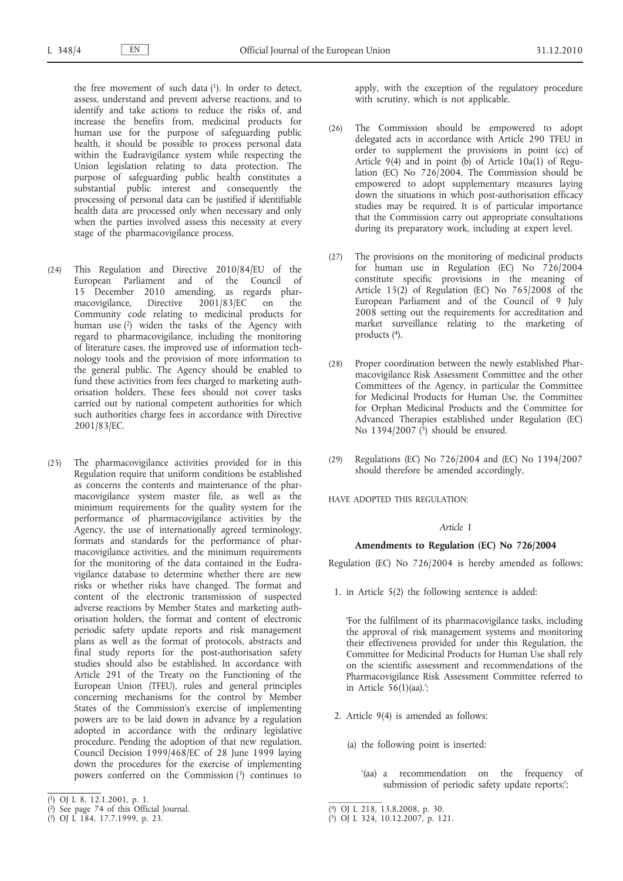the free movement of such data [1]. In order to detect, assess, understand and prevent adverse reactions, and to identify and take actions to reduce the risks of, and increase the benefits from, medicinal products for human use for the purpose of safeguarding public health, it should be possible to process personal data within the Eudravigilance system while respecting the Union legislation relating to data protection. The purpose of safeguarding public health constitutes a substantial public interest and consequently the processing of personal data can be justified if identifiable health data are processed only when necessary and only when the parties involved assess this necessity at every stage of the pharmacovigilance process.

(24) This Regulation and Directive 2010/84/EU of the European Parliament and of the Council of 15 December 2010 amending, as regards pharmacovigilance, Directive 2001/83/EC on the Community code relating to medicinal products for human use [2] widen the tasks of the Agency with regard to pharmacovigilance, including the monitoring of literature cases, the improved use of information technology tools and the provision of more information to the general public. The Agency should be enabled to fund these activities from fees charged to marketing authorisation holders. These fees should not cover tasks carried out by national competent authorities for which such authorities charge fees in accordance with Directive 2001/83/EC.

(25) The pharmacovigilance activities provided for in this Regulation require that uniform conditions be established as concerns the contents and maintenance of the pharmacovigilance system master file, as well as the minimum requirements for the quality system for the performance of pharmacovigilance activities by the Agency, the use of internationally agreed terminology, formats and standards for the performance of pharmacovigilance activities, and the minimum requirements for the monitoring of the data contained in the Eudravigilance database to determine whether there are new risks or whether risks have changed. The format and content of the electronic transmission of suspected adverse reactions by Member States and marketing authorisation holders, the format and content of electronic periodic safety update reports and risk management plans as well as the format of protocols, abstracts and final study reports for the post-authorisation safety studies should also be established. In accordance with Article 291 of the Treaty on the Functioning of the European Union (TFEU), rules and general principles concerning mechanisms for the control by Member States of the Commission's exercise of implementing powers are to be laid down in advance by a regulation adopted in accordance with the ordinary legislative procedure. Pending the adoption of that new regulation, Council Decision 1999/468/EC of 28 June 1999 laying down the procedures for the exercise of implementing powers conferred on the Commission [3] continues to apply, with the exception of the regulatory procedure with scrutiny, which is not applicable.

(26) The Commission should be empowered to adopt delegated acts in accordance with Article 290 TFEU in order to supplement the provisions in point (cc) of Article 9(4) and in point (b) of Article 10a(1) of Regulation (EC) No 726/2004. The Commission should be empowered to adopt supplementary measures laying down the situations in which post-authorisation efficacy studies may be required. It is of particular importance that the Commission carry out appropriate consultations during its preparatory work, including at expert level.

(27) The provisions on the monitoring of medicinal products for human use in Regulation (EC) No 726/2004 constitute specific provisions in the meaning of Article 15(2) of Regulation (EC) No 765/2008 of the European Parliament and of the Council of 9 July 2008 setting out the requirements for accreditation and market surveillance relating to the marketing of products [4].

(28) Proper coordination between the newly established Pharmacovigilance Risk Assessment Committee and the other Committees of the Agency, in particular the Committee for Medicinal Products for Human Use, the Committee for Orphan Medicinal Products and the Committee for Advanced Therapies established under Regulation (EC) No 1394/2007 [5] should be ensured.

(29) Regulations (EC) No 726/2004 and (EC) No 1394/2007 should therefore be amended accordingly,

HAVE ADOPTED THIS REGULATION:

*Article 1*

**Amendments to Regulation (EC) No 726/2004**

Regulation (EC) No 726/2004 is hereby amended as follows:

1. in Article 5(2) the following sentence is added:

'For the fulfilment of its pharmacovigilance tasks, including the approval of risk management systems and monitoring their effectiveness provided for under this Regulation, the Committee for Medicinal Products for Human Use shall rely on the scientific assessment and recommendations of the Pharmacovigilance Risk Assessment Committee referred to in Article 56(1)(aa).';

2. Article 9(4) is amended as follows:

(a) the following point is inserted:

'(aa) a recommendation on the frequency of submission of periodic safety update reports;';

---

[1] OJ L 8, 12.1.2001, p. 1.
[2] See page 74 of this Official Journal.
[3] OJ L 184, 17.7.1999, p. 23.
[4] OJ L 218, 13.8.2008, p. 30.
[5] OJ L 324, 10.12.2007, p. 121.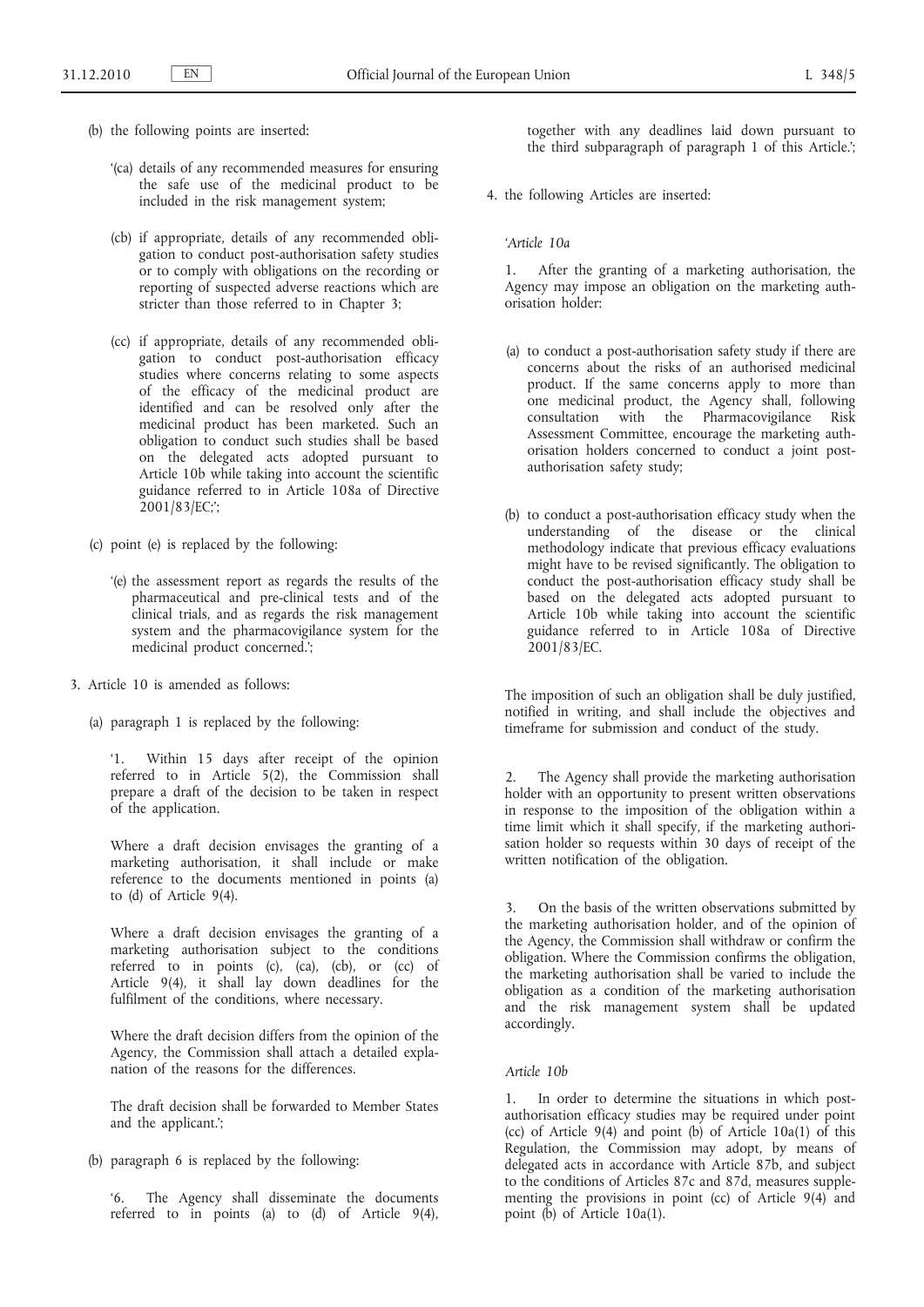(b) the following points are inserted:

'(ca) details of any recommended measures for ensuring the safe use of the medicinal product to be included in the risk management system;

(cb) if appropriate, details of any recommended obligation to conduct post-authorisation safety studies or to comply with obligations on the recording or reporting of suspected adverse reactions which are stricter than those referred to in Chapter 3;

(cc) if appropriate, details of any recommended obligation to conduct post-authorisation efficacy studies where concerns relating to some aspects of the efficacy of the medicinal product are identified and can be resolved only after the medicinal product has been marketed. Such an obligation to conduct such studies shall be based on the delegated acts adopted pursuant to Article 10b while taking into account the scientific guidance referred to in Article 108a of Directive 2001/83/EC;';

(c) point (e) is replaced by the following:

'(e) the assessment report as regards the results of the pharmaceutical and pre-clinical tests and of the clinical trials, and as regards the risk management system and the pharmacovigilance system for the medicinal product concerned.';

3. Article 10 is amended as follows:

(a) paragraph 1 is replaced by the following:

'1. Within 15 days after receipt of the opinion referred to in Article 5(2), the Commission shall prepare a draft of the decision to be taken in respect of the application.

Where a draft decision envisages the granting of a marketing authorisation, it shall include or make reference to the documents mentioned in points (a) to (d) of Article 9(4).

Where a draft decision envisages the granting of a marketing authorisation subject to the conditions referred to in points (c), (ca), (cb), or (cc) of Article 9(4), it shall lay down deadlines for the fulfilment of the conditions, where necessary.

Where the draft decision differs from the opinion of the Agency, the Commission shall attach a detailed explanation of the reasons for the differences.

The draft decision shall be forwarded to Member States and the applicant.';

(b) paragraph 6 is replaced by the following:

'6. The Agency shall disseminate the documents referred to in points (a) to (d) of Article 9(4), together with any deadlines laid down pursuant to the third subparagraph of paragraph 1 of this Article.';

4. the following Articles are inserted:

*'Article 10a*

1. After the granting of a marketing authorisation, the Agency may impose an obligation on the marketing authorisation holder:

(a) to conduct a post-authorisation safety study if there are concerns about the risks of an authorised medicinal product. If the same concerns apply to more than one medicinal product, the Agency shall, following consultation with the Pharmacovigilance Risk Assessment Committee, encourage the marketing authorisation holders concerned to conduct a joint post-authorisation safety study;

(b) to conduct a post-authorisation efficacy study when the understanding of the disease or the clinical methodology indicate that previous efficacy evaluations might have to be revised significantly. The obligation to conduct the post-authorisation efficacy study shall be based on the delegated acts adopted pursuant to Article 10b while taking into account the scientific guidance referred to in Article 108a of Directive 2001/83/EC.

The imposition of such an obligation shall be duly justified, notified in writing, and shall include the objectives and timeframe for submission and conduct of the study.

2. The Agency shall provide the marketing authorisation holder with an opportunity to present written observations in response to the imposition of the obligation within a time limit which it shall specify, if the marketing authorisation holder so requests within 30 days of receipt of the written notification of the obligation.

3. On the basis of the written observations submitted by the marketing authorisation holder, and of the opinion of the Agency, the Commission shall withdraw or confirm the obligation. Where the Commission confirms the obligation, the marketing authorisation shall be varied to include the obligation as a condition of the marketing authorisation and the risk management system shall be updated accordingly.

*Article 10b*

1. In order to determine the situations in which post-authorisation efficacy studies may be required under point (cc) of Article 9(4) and point (b) of Article 10a(1) of this Regulation, the Commission may adopt, by means of delegated acts in accordance with Article 87b, and subject to the conditions of Articles 87c and 87d, measures supplementing the provisions in point (cc) of Article 9(4) and point (b) of Article 10a(1).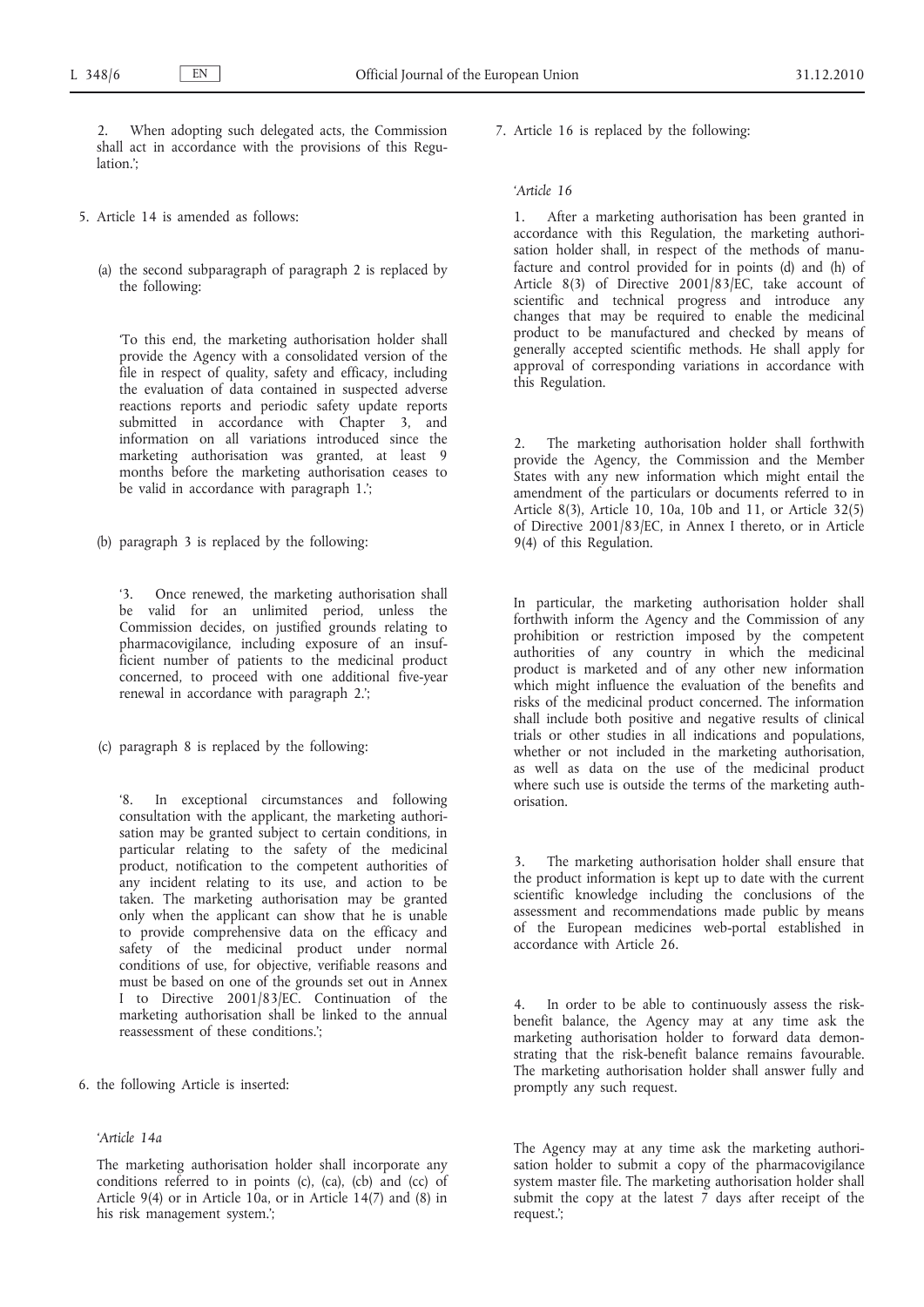2. When adopting such delegated acts, the Commission shall act in accordance with the provisions of this Regulation.';

5. Article 14 is amended as follows:

(a) the second subparagraph of paragraph 2 is replaced by the following:

'To this end, the marketing authorisation holder shall provide the Agency with a consolidated version of the file in respect of quality, safety and efficacy, including the evaluation of data contained in suspected adverse reactions reports and periodic safety update reports submitted in accordance with Chapter 3, and information on all variations introduced since the marketing authorisation was granted, at least 9 months before the marketing authorisation ceases to be valid in accordance with paragraph 1.';

(b) paragraph 3 is replaced by the following:

'3. Once renewed, the marketing authorisation shall be valid for an unlimited period, unless the Commission decides, on justified grounds relating to pharmacovigilance, including exposure of an insufficient number of patients to the medicinal product concerned, to proceed with one additional five-year renewal in accordance with paragraph 2.';

(c) paragraph 8 is replaced by the following:

'8. In exceptional circumstances and following consultation with the applicant, the marketing authorisation may be granted subject to certain conditions, in particular relating to the safety of the medicinal product, notification to the competent authorities of any incident relating to its use, and action to be taken. The marketing authorisation may be granted only when the applicant can show that he is unable to provide comprehensive data on the efficacy and safety of the medicinal product under normal conditions of use, for objective, verifiable reasons and must be based on one of the grounds set out in Annex I to Directive 2001/83/EC. Continuation of the marketing authorisation shall be linked to the annual reassessment of these conditions.';

6. the following Article is inserted:

*'Article 14a*

The marketing authorisation holder shall incorporate any conditions referred to in points (c), (ca), (cb) and (cc) of Article 9(4) or in Article 10a, or in Article 14(7) and (8) in his risk management system.';

7. Article 16 is replaced by the following:

*'Article 16*

1. After a marketing authorisation has been granted in accordance with this Regulation, the marketing authorisation holder shall, in respect of the methods of manufacture and control provided for in points (d) and (h) of Article 8(3) of Directive 2001/83/EC, take account of scientific and technical progress and introduce any changes that may be required to enable the medicinal product to be manufactured and checked by means of generally accepted scientific methods. He shall apply for approval of corresponding variations in accordance with this Regulation.

2. The marketing authorisation holder shall forthwith provide the Agency, the Commission and the Member States with any new information which might entail the amendment of the particulars or documents referred to in Article 8(3), Article 10, 10a, 10b and 11, or Article 32(5) of Directive 2001/83/EC, in Annex I thereto, or in Article 9(4) of this Regulation.

In particular, the marketing authorisation holder shall forthwith inform the Agency and the Commission of any prohibition or restriction imposed by the competent authorities of any country in which the medicinal product is marketed and of any other new information which might influence the evaluation of the benefits and risks of the medicinal product concerned. The information shall include both positive and negative results of clinical trials or other studies in all indications and populations, whether or not included in the marketing authorisation, as well as data on the use of the medicinal product where such use is outside the terms of the marketing authorisation.

3. The marketing authorisation holder shall ensure that the product information is kept up to date with the current scientific knowledge including the conclusions of the assessment and recommendations made public by means of the European medicines web-portal established in accordance with Article 26.

4. In order to be able to continuously assess the risk-benefit balance, the Agency may at any time ask the marketing authorisation holder to forward data demonstrating that the risk-benefit balance remains favourable. The marketing authorisation holder shall answer fully and promptly any such request.

The Agency may at any time ask the marketing authorisation holder to submit a copy of the pharmacovigilance system master file. The marketing authorisation holder shall submit the copy at the latest 7 days after receipt of the request.';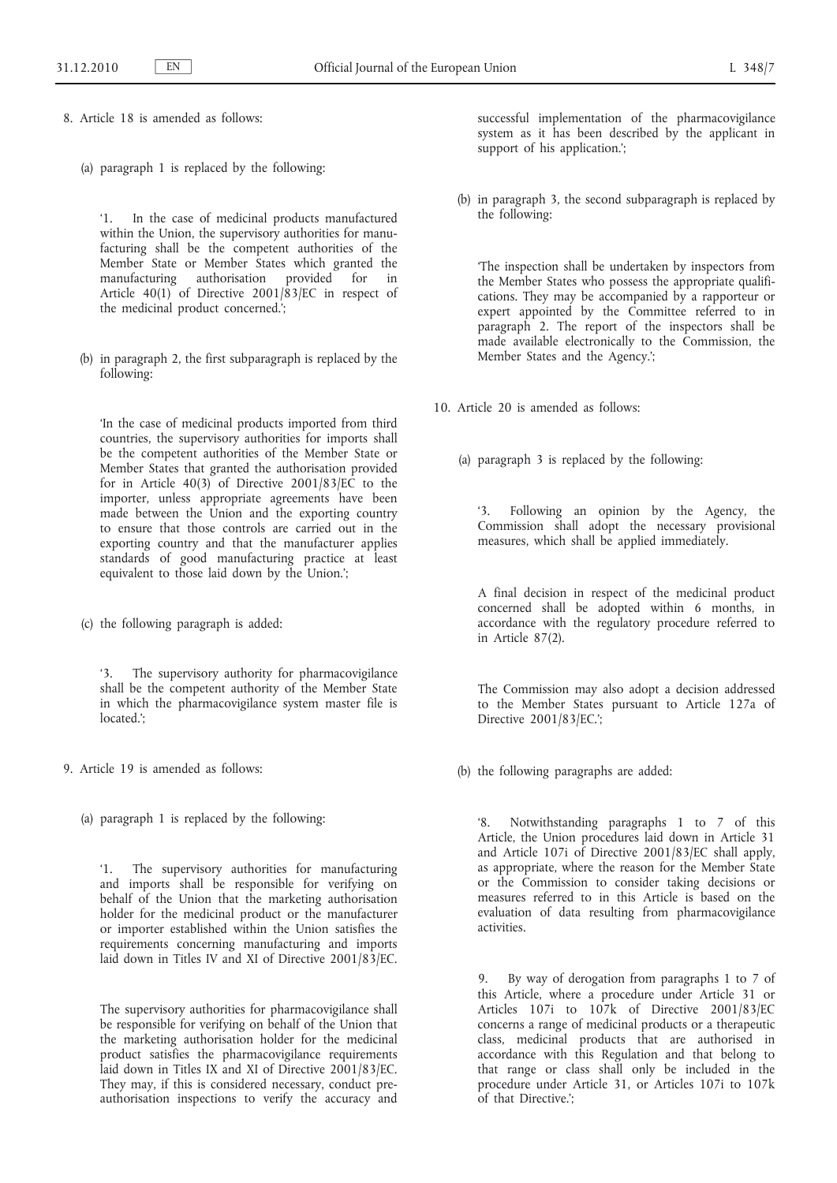8. Article 18 is amended as follows:

(a) paragraph 1 is replaced by the following:

‘1. In the case of medicinal products manufactured within the Union, the supervisory authorities for manufacturing shall be the competent authorities of the Member State or Member States which granted the manufacturing authorisation provided for in Article 40(1) of Directive 2001/83/EC in respect of the medicinal product concerned.’;

(b) in paragraph 2, the first subparagraph is replaced by the following:

‘In the case of medicinal products imported from third countries, the supervisory authorities for imports shall be the competent authorities of the Member State or Member States that granted the authorisation provided for in Article 40(3) of Directive 2001/83/EC to the importer, unless appropriate agreements have been made between the Union and the exporting country to ensure that those controls are carried out in the exporting country and that the manufacturer applies standards of good manufacturing practice at least equivalent to those laid down by the Union.’;

(c) the following paragraph is added:

‘3. The supervisory authority for pharmacovigilance shall be the competent authority of the Member State in which the pharmacovigilance system master file is located.’;

9. Article 19 is amended as follows:

(a) paragraph 1 is replaced by the following:

‘1. The supervisory authorities for manufacturing and imports shall be responsible for verifying on behalf of the Union that the marketing authorisation holder for the medicinal product or the manufacturer or importer established within the Union satisfies the requirements concerning manufacturing and imports laid down in Titles IV and XI of Directive 2001/83/EC.

The supervisory authorities for pharmacovigilance shall be responsible for verifying on behalf of the Union that the marketing authorisation holder for the medicinal product satisfies the pharmacovigilance requirements laid down in Titles IX and XI of Directive 2001/83/EC. They may, if this is considered necessary, conduct pre-authorisation inspections to verify the accuracy and successful implementation of the pharmacovigilance system as it has been described by the applicant in support of his application.’;

(b) in paragraph 3, the second subparagraph is replaced by the following:

‘The inspection shall be undertaken by inspectors from the Member States who possess the appropriate qualifications. They may be accompanied by a rapporteur or expert appointed by the Committee referred to in paragraph 2. The report of the inspectors shall be made available electronically to the Commission, the Member States and the Agency.’;

10. Article 20 is amended as follows:

(a) paragraph 3 is replaced by the following:

‘3. Following an opinion by the Agency, the Commission shall adopt the necessary provisional measures, which shall be applied immediately.

A final decision in respect of the medicinal product concerned shall be adopted within 6 months, in accordance with the regulatory procedure referred to in Article 87(2).

The Commission may also adopt a decision addressed to the Member States pursuant to Article 127a of Directive 2001/83/EC.’;

(b) the following paragraphs are added:

‘8. Notwithstanding paragraphs 1 to 7 of this Article, the Union procedures laid down in Article 31 and Article 107i of Directive 2001/83/EC shall apply, as appropriate, where the reason for the Member State or the Commission to consider taking decisions or measures referred to in this Article is based on the evaluation of data resulting from pharmacovigilance activities.

9. By way of derogation from paragraphs 1 to 7 of this Article, where a procedure under Article 31 or Articles 107i to 107k of Directive 2001/83/EC concerns a range of medicinal products or a therapeutic class, medicinal products that are authorised in accordance with this Regulation and that belong to that range or class shall only be included in the procedure under Article 31, or Articles 107i to 107k of that Directive.’;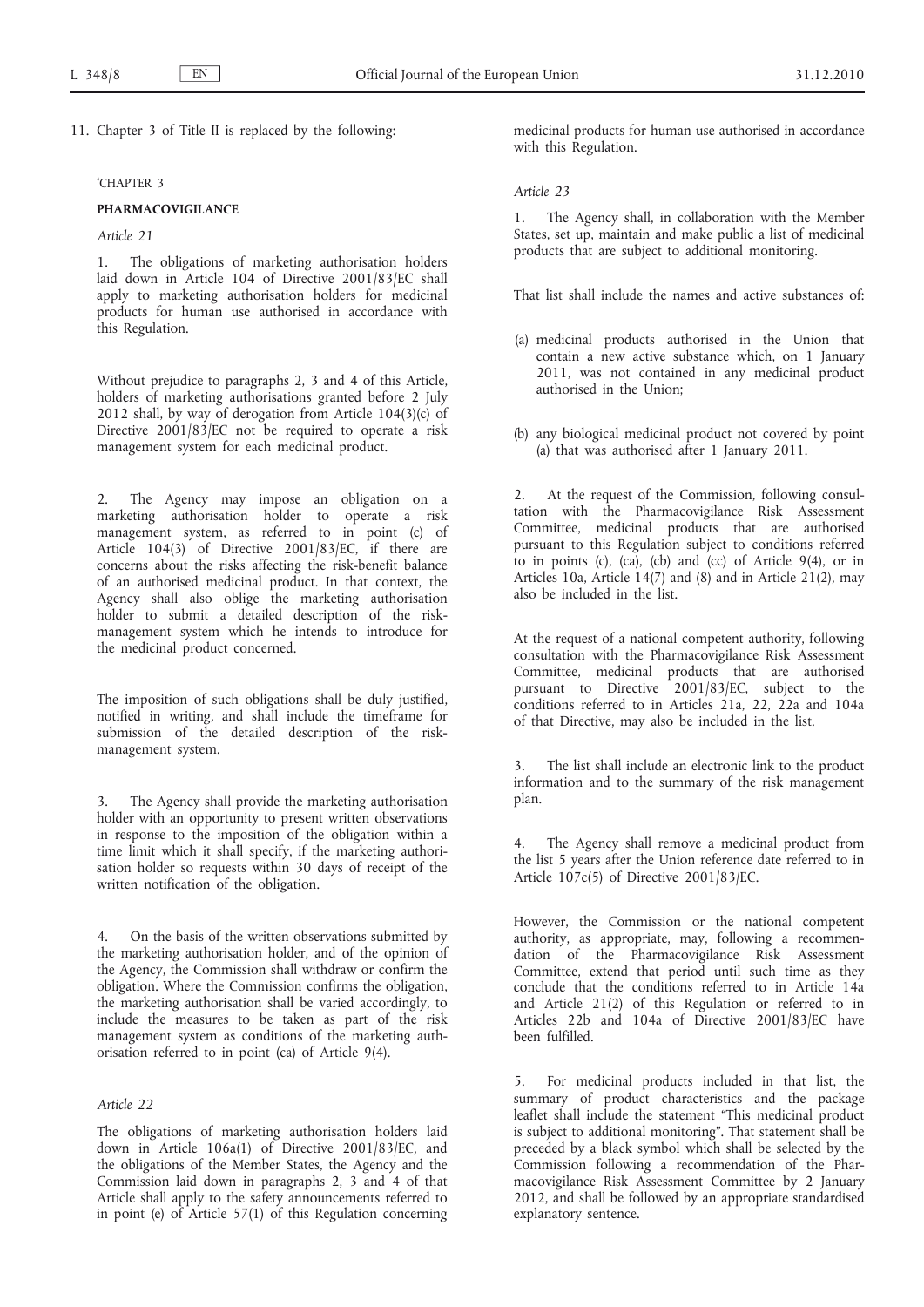11. Chapter 3 of Title II is replaced by the following:

'CHAPTER 3

**PHARMACOVIGILANCE**

*Article 21*

1. The obligations of marketing authorisation holders laid down in Article 104 of Directive 2001/83/EC shall apply to marketing authorisation holders for medicinal products for human use authorised in accordance with this Regulation.

Without prejudice to paragraphs 2, 3 and 4 of this Article, holders of marketing authorisations granted before 2 July 2012 shall, by way of derogation from Article 104(3)(c) of Directive 2001/83/EC not be required to operate a risk management system for each medicinal product.

2. The Agency may impose an obligation on a marketing authorisation holder to operate a risk management system, as referred to in point (c) of Article 104(3) of Directive 2001/83/EC, if there are concerns about the risks affecting the risk-benefit balance of an authorised medicinal product. In that context, the Agency shall also oblige the marketing authorisation holder to submit a detailed description of the risk-management system which he intends to introduce for the medicinal product concerned.

The imposition of such obligations shall be duly justified, notified in writing, and shall include the timeframe for submission of the detailed description of the risk-management system.

3. The Agency shall provide the marketing authorisation holder with an opportunity to present written observations in response to the imposition of the obligation within a time limit which it shall specify, if the marketing authorisation holder so requests within 30 days of receipt of the written notification of the obligation.

4. On the basis of the written observations submitted by the marketing authorisation holder, and of the opinion of the Agency, the Commission shall withdraw or confirm the obligation. Where the Commission confirms the obligation, the marketing authorisation shall be varied accordingly, to include the measures to be taken as part of the risk management system as conditions of the marketing authorisation referred to in point (ca) of Article 9(4).

*Article 22*

The obligations of marketing authorisation holders laid down in Article 106a(1) of Directive 2001/83/EC, and the obligations of the Member States, the Agency and the Commission laid down in paragraphs 2, 3 and 4 of that Article shall apply to the safety announcements referred to in point (e) of Article 57(1) of this Regulation concerning medicinal products for human use authorised in accordance with this Regulation.

*Article 23*

1. The Agency shall, in collaboration with the Member States, set up, maintain and make public a list of medicinal products that are subject to additional monitoring.

That list shall include the names and active substances of:

(a) medicinal products authorised in the Union that contain a new active substance which, on 1 January 2011, was not contained in any medicinal product authorised in the Union;

(b) any biological medicinal product not covered by point (a) that was authorised after 1 January 2011.

2. At the request of the Commission, following consultation with the Pharmacovigilance Risk Assessment Committee, medicinal products that are authorised pursuant to this Regulation subject to conditions referred to in points (c), (ca), (cb) and (cc) of Article 9(4), or in Articles 10a, Article 14(7) and (8) and in Article 21(2), may also be included in the list.

At the request of a national competent authority, following consultation with the Pharmacovigilance Risk Assessment Committee, medicinal products that are authorised pursuant to Directive 2001/83/EC, subject to the conditions referred to in Articles 21a, 22, 22a and 104a of that Directive, may also be included in the list.

3. The list shall include an electronic link to the product information and to the summary of the risk management plan.

4. The Agency shall remove a medicinal product from the list 5 years after the Union reference date referred to in Article 107c(5) of Directive 2001/83/EC.

However, the Commission or the national competent authority, as appropriate, may, following a recommendation of the Pharmacovigilance Risk Assessment Committee, extend that period until such time as they conclude that the conditions referred to in Article 14a and Article 21(2) of this Regulation or referred to in Articles 22b and 104a of Directive 2001/83/EC have been fulfilled.

5. For medicinal products included in that list, the summary of product characteristics and the package leaflet shall include the statement "This medicinal product is subject to additional monitoring". That statement shall be preceded by a black symbol which shall be selected by the Commission following a recommendation of the Pharmacovigilance Risk Assessment Committee by 2 January 2012, and shall be followed by an appropriate standardised explanatory sentence.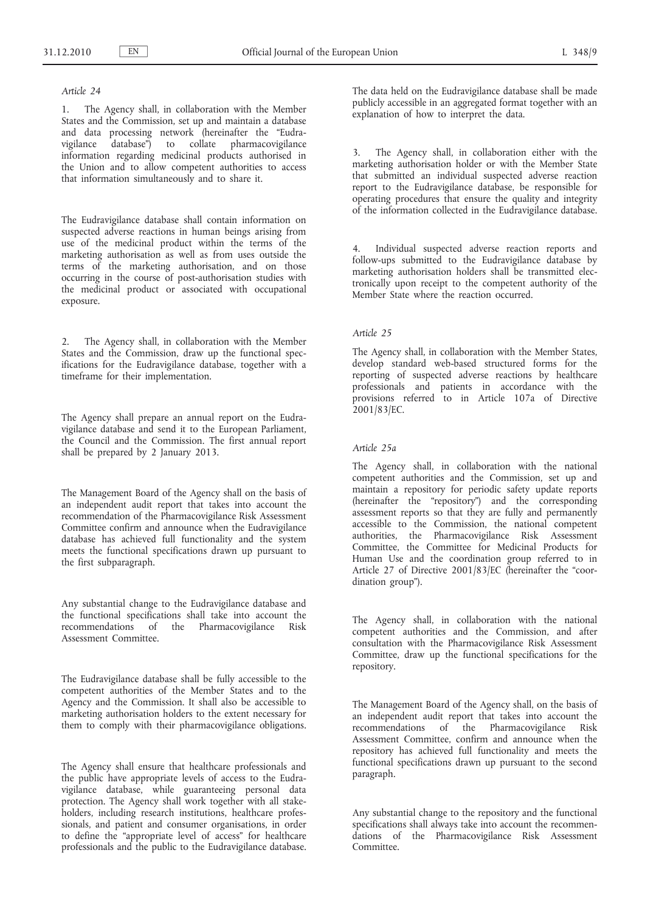*Article 24*

1. The Agency shall, in collaboration with the Member States and the Commission, set up and maintain a database and data processing network (hereinafter the "Eudravigilance database") to collate pharmacovigilance information regarding medicinal products authorised in the Union and to allow competent authorities to access that information simultaneously and to share it.

The Eudravigilance database shall contain information on suspected adverse reactions in human beings arising from use of the medicinal product within the terms of the marketing authorisation as well as from uses outside the terms of the marketing authorisation, and on those occurring in the course of post-authorisation studies with the medicinal product or associated with occupational exposure.

2. The Agency shall, in collaboration with the Member States and the Commission, draw up the functional specifications for the Eudravigilance database, together with a timeframe for their implementation.

The Agency shall prepare an annual report on the Eudravigilance database and send it to the European Parliament, the Council and the Commission. The first annual report shall be prepared by 2 January 2013.

The Management Board of the Agency shall on the basis of an independent audit report that takes into account the recommendation of the Pharmacovigilance Risk Assessment Committee confirm and announce when the Eudravigilance database has achieved full functionality and the system meets the functional specifications drawn up pursuant to the first subparagraph.

Any substantial change to the Eudravigilance database and the functional specifications shall take into account the recommendations of the Pharmacovigilance Risk Assessment Committee.

The Eudravigilance database shall be fully accessible to the competent authorities of the Member States and to the Agency and the Commission. It shall also be accessible to marketing authorisation holders to the extent necessary for them to comply with their pharmacovigilance obligations.

The Agency shall ensure that healthcare professionals and the public have appropriate levels of access to the Eudravigilance database, while guaranteeing personal data protection. The Agency shall work together with all stakeholders, including research institutions, healthcare professionals, and patient and consumer organisations, in order to define the "appropriate level of access" for healthcare professionals and the public to the Eudravigilance database.

The data held on the Eudravigilance database shall be made publicly accessible in an aggregated format together with an explanation of how to interpret the data.

3. The Agency shall, in collaboration either with the marketing authorisation holder or with the Member State that submitted an individual suspected adverse reaction report to the Eudravigilance database, be responsible for operating procedures that ensure the quality and integrity of the information collected in the Eudravigilance database.

4. Individual suspected adverse reaction reports and follow-ups submitted to the Eudravigilance database by marketing authorisation holders shall be transmitted electronically upon receipt to the competent authority of the Member State where the reaction occurred.

*Article 25*

The Agency shall, in collaboration with the Member States, develop standard web-based structured forms for the reporting of suspected adverse reactions by healthcare professionals and patients in accordance with the provisions referred to in Article 107a of Directive 2001/83/EC.

*Article 25a*

The Agency shall, in collaboration with the national competent authorities and the Commission, set up and maintain a repository for periodic safety update reports (hereinafter the "repository") and the corresponding assessment reports so that they are fully and permanently accessible to the Commission, the national competent authorities, the Pharmacovigilance Risk Assessment Committee, the Committee for Medicinal Products for Human Use and the coordination group referred to in Article 27 of Directive 2001/83/EC (hereinafter the "coordination group").

The Agency shall, in collaboration with the national competent authorities and the Commission, and after consultation with the Pharmacovigilance Risk Assessment Committee, draw up the functional specifications for the repository.

The Management Board of the Agency shall, on the basis of an independent audit report that takes into account the recommendations of the Pharmacovigilance Risk Assessment Committee, confirm and announce when the repository has achieved full functionality and meets the functional specifications drawn up pursuant to the second paragraph.

Any substantial change to the repository and the functional specifications shall always take into account the recommendations of the Pharmacovigilance Risk Assessment Committee.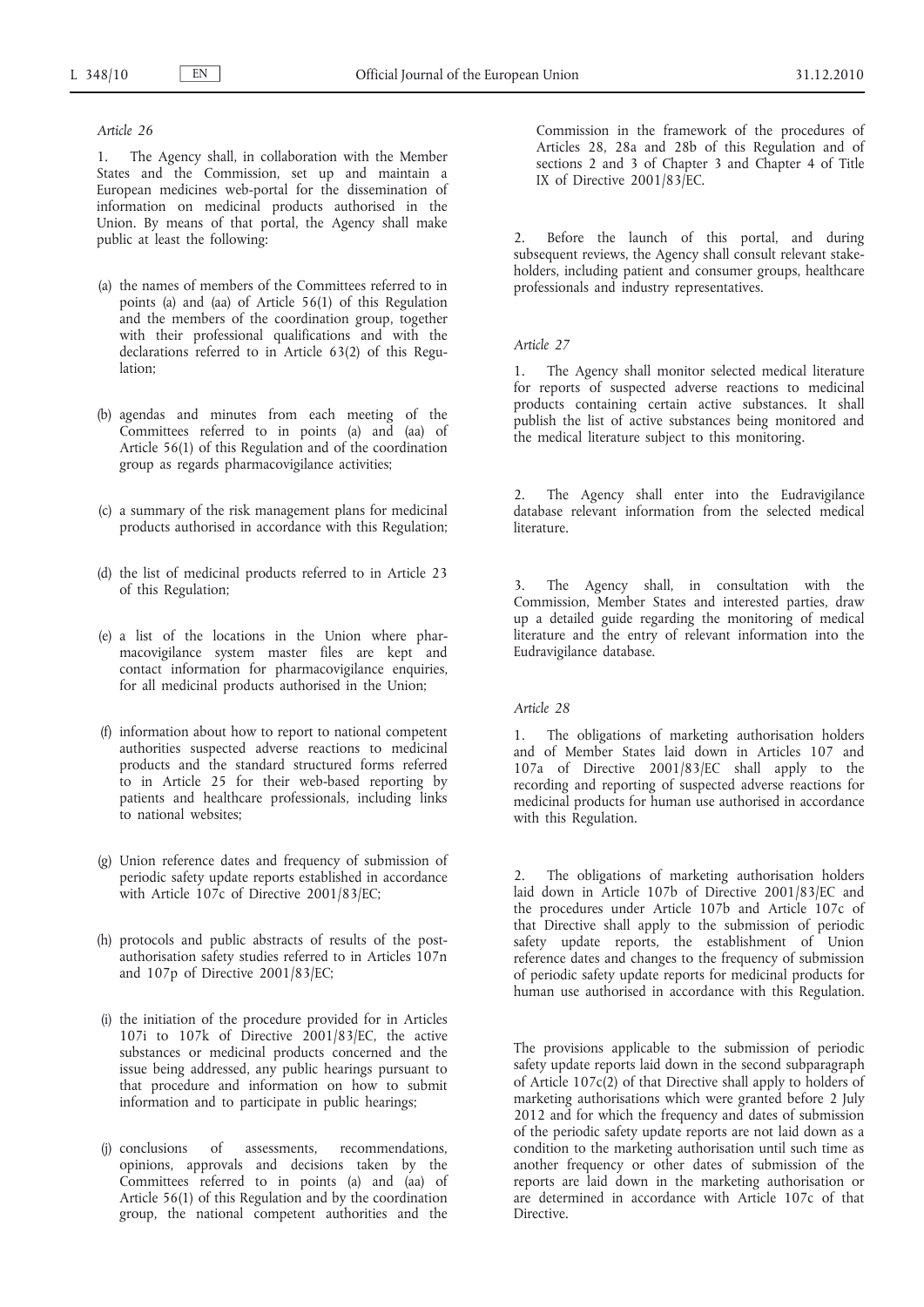*Article 26*

1. The Agency shall, in collaboration with the Member States and the Commission, set up and maintain a European medicines web-portal for the dissemination of information on medicinal products authorised in the Union. By means of that portal, the Agency shall make public at least the following:

(a) the names of members of the Committees referred to in points (a) and (aa) of Article 56(1) of this Regulation and the members of the coordination group, together with their professional qualifications and with the declarations referred to in Article 63(2) of this Regulation;

(b) agendas and minutes from each meeting of the Committees referred to in points (a) and (aa) of Article 56(1) of this Regulation and of the coordination group as regards pharmacovigilance activities;

(c) a summary of the risk management plans for medicinal products authorised in accordance with this Regulation;

(d) the list of medicinal products referred to in Article 23 of this Regulation;

(e) a list of the locations in the Union where pharmacovigilance system master files are kept and contact information for pharmacovigilance enquiries, for all medicinal products authorised in the Union;

(f) information about how to report to national competent authorities suspected adverse reactions to medicinal products and the standard structured forms referred to in Article 25 for their web-based reporting by patients and healthcare professionals, including links to national websites;

(g) Union reference dates and frequency of submission of periodic safety update reports established in accordance with Article 107c of Directive 2001/83/EC;

(h) protocols and public abstracts of results of the post-authorisation safety studies referred to in Articles 107n and 107p of Directive 2001/83/EC;

(i) the initiation of the procedure provided for in Articles 107i to 107k of Directive 2001/83/EC, the active substances or medicinal products concerned and the issue being addressed, any public hearings pursuant to that procedure and information on how to submit information and to participate in public hearings;

(j) conclusions of assessments, recommendations, opinions, approvals and decisions taken by the Committees referred to in points (a) and (aa) of Article 56(1) of this Regulation and by the coordination group, the national competent authorities and the Commission in the framework of the procedures of Articles 28, 28a and 28b of this Regulation and of sections 2 and 3 of Chapter 3 and Chapter 4 of Title IX of Directive 2001/83/EC.

2. Before the launch of this portal, and during subsequent reviews, the Agency shall consult relevant stakeholders, including patient and consumer groups, healthcare professionals and industry representatives.

*Article 27*

1. The Agency shall monitor selected medical literature for reports of suspected adverse reactions to medicinal products containing certain active substances. It shall publish the list of active substances being monitored and the medical literature subject to this monitoring.

2. The Agency shall enter into the Eudravigilance database relevant information from the selected medical literature.

3. The Agency shall, in consultation with the Commission, Member States and interested parties, draw up a detailed guide regarding the monitoring of medical literature and the entry of relevant information into the Eudravigilance database.

*Article 28*

1. The obligations of marketing authorisation holders and of Member States laid down in Articles 107 and 107a of Directive 2001/83/EC shall apply to the recording and reporting of suspected adverse reactions for medicinal products for human use authorised in accordance with this Regulation.

2. The obligations of marketing authorisation holders laid down in Article 107b of Directive 2001/83/EC and the procedures under Article 107b and Article 107c of that Directive shall apply to the submission of periodic safety update reports, the establishment of Union reference dates and changes to the frequency of submission of periodic safety update reports for medicinal products for human use authorised in accordance with this Regulation.

The provisions applicable to the submission of periodic safety update reports laid down in the second subparagraph of Article 107c(2) of that Directive shall apply to holders of marketing authorisations which were granted before 2 July 2012 and for which the frequency and dates of submission of the periodic safety update reports are not laid down as a condition to the marketing authorisation until such time as another frequency or other dates of submission of the reports are laid down in the marketing authorisation or are determined in accordance with Article 107c of that Directive.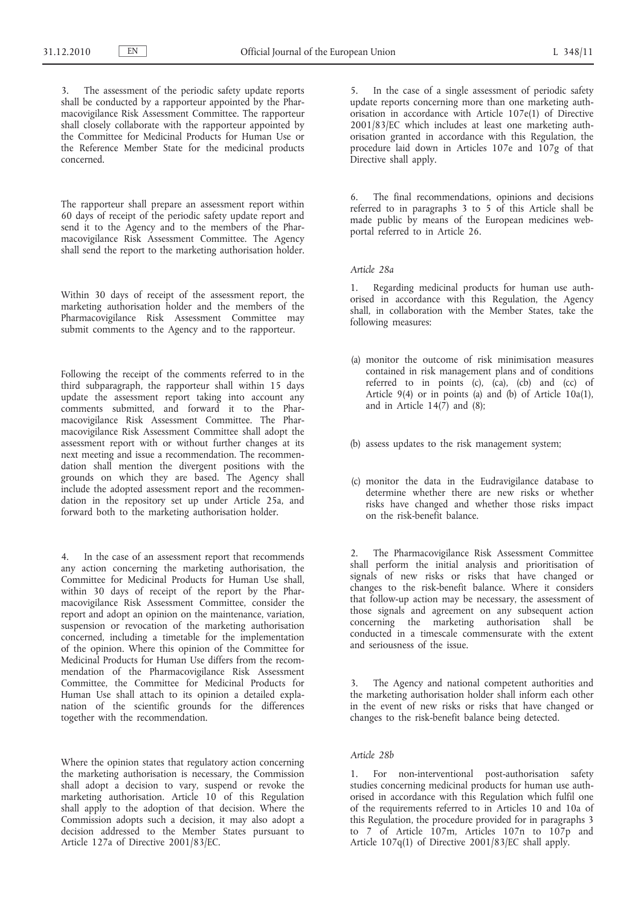3. The assessment of the periodic safety update reports shall be conducted by a rapporteur appointed by the Pharmacovigilance Risk Assessment Committee. The rapporteur shall closely collaborate with the rapporteur appointed by the Committee for Medicinal Products for Human Use or the Reference Member State for the medicinal products concerned.

The rapporteur shall prepare an assessment report within 60 days of receipt of the periodic safety update report and send it to the Agency and to the members of the Pharmacovigilance Risk Assessment Committee. The Agency shall send the report to the marketing authorisation holder.

Within 30 days of receipt of the assessment report, the marketing authorisation holder and the members of the Pharmacovigilance Risk Assessment Committee may submit comments to the Agency and to the rapporteur.

Following the receipt of the comments referred to in the third subparagraph, the rapporteur shall within 15 days update the assessment report taking into account any comments submitted, and forward it to the Pharmacovigilance Risk Assessment Committee. The Pharmacovigilance Risk Assessment Committee shall adopt the assessment report with or without further changes at its next meeting and issue a recommendation. The recommendation shall mention the divergent positions with the grounds on which they are based. The Agency shall include the adopted assessment report and the recommendation in the repository set up under Article 25a, and forward both to the marketing authorisation holder.

4. In the case of an assessment report that recommends any action concerning the marketing authorisation, the Committee for Medicinal Products for Human Use shall, within 30 days of receipt of the report by the Pharmacovigilance Risk Assessment Committee, consider the report and adopt an opinion on the maintenance, variation, suspension or revocation of the marketing authorisation concerned, including a timetable for the implementation of the opinion. Where this opinion of the Committee for Medicinal Products for Human Use differs from the recommendation of the Pharmacovigilance Risk Assessment Committee, the Committee for Medicinal Products for Human Use shall attach to its opinion a detailed explanation of the scientific grounds for the differences together with the recommendation.

Where the opinion states that regulatory action concerning the marketing authorisation is necessary, the Commission shall adopt a decision to vary, suspend or revoke the marketing authorisation. Article 10 of this Regulation shall apply to the adoption of that decision. Where the Commission adopts such a decision, it may also adopt a decision addressed to the Member States pursuant to Article 127a of Directive 2001/83/EC.

5. In the case of a single assessment of periodic safety update reports concerning more than one marketing authorisation in accordance with Article 107e(1) of Directive 2001/83/EC which includes at least one marketing authorisation granted in accordance with this Regulation, the procedure laid down in Articles 107e and 107g of that Directive shall apply.

6. The final recommendations, opinions and decisions referred to in paragraphs 3 to 5 of this Article shall be made public by means of the European medicines web-portal referred to in Article 26.

*Article 28a*

1. Regarding medicinal products for human use authorised in accordance with this Regulation, the Agency shall, in collaboration with the Member States, take the following measures:

(a) monitor the outcome of risk minimisation measures contained in risk management plans and of conditions referred to in points (c), (ca), (cb) and (cc) of Article 9(4) or in points (a) and (b) of Article 10a(1), and in Article 14(7) and (8);

(b) assess updates to the risk management system;

(c) monitor the data in the Eudravigilance database to determine whether there are new risks or whether risks have changed and whether those risks impact on the risk-benefit balance.

2. The Pharmacovigilance Risk Assessment Committee shall perform the initial analysis and prioritisation of signals of new risks or risks that have changed or changes to the risk-benefit balance. Where it considers that follow-up action may be necessary, the assessment of those signals and agreement on any subsequent action concerning the marketing authorisation shall be conducted in a timescale commensurate with the extent and seriousness of the issue.

3. The Agency and national competent authorities and the marketing authorisation holder shall inform each other in the event of new risks or risks that have changed or changes to the risk-benefit balance being detected.

*Article 28b*

1. For non-interventional post-authorisation safety studies concerning medicinal products for human use authorised in accordance with this Regulation which fulfil one of the requirements referred to in Articles 10 and 10a of this Regulation, the procedure provided for in paragraphs 3 to 7 of Article 107m, Articles 107n to 107p and Article 107q(1) of Directive 2001/83/EC shall apply.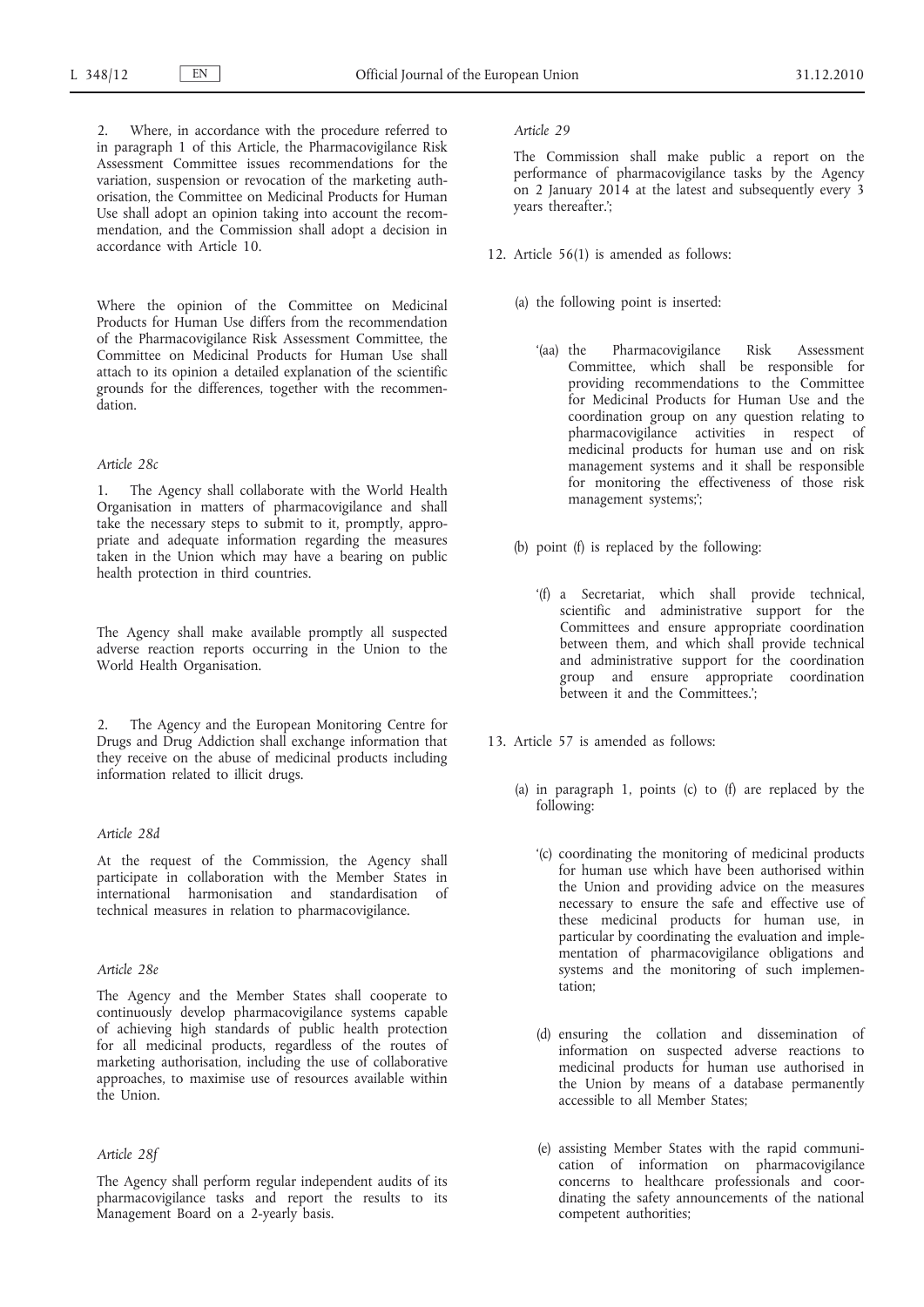2. Where, in accordance with the procedure referred to in paragraph 1 of this Article, the Pharmacovigilance Risk Assessment Committee issues recommendations for the variation, suspension or revocation of the marketing authorisation, the Committee on Medicinal Products for Human Use shall adopt an opinion taking into account the recommendation, and the Commission shall adopt a decision in accordance with Article 10.

Where the opinion of the Committee on Medicinal Products for Human Use differs from the recommendation of the Pharmacovigilance Risk Assessment Committee, the Committee on Medicinal Products for Human Use shall attach to its opinion a detailed explanation of the scientific grounds for the differences, together with the recommendation.

*Article 28c*

1. The Agency shall collaborate with the World Health Organisation in matters of pharmacovigilance and shall take the necessary steps to submit to it, promptly, appropriate and adequate information regarding the measures taken in the Union which may have a bearing on public health protection in third countries.

The Agency shall make available promptly all suspected adverse reaction reports occurring in the Union to the World Health Organisation.

2. The Agency and the European Monitoring Centre for Drugs and Drug Addiction shall exchange information that they receive on the abuse of medicinal products including information related to illicit drugs.

*Article 28d*

At the request of the Commission, the Agency shall participate in collaboration with the Member States in international harmonisation and standardisation of technical measures in relation to pharmacovigilance.

*Article 28e*

The Agency and the Member States shall cooperate to continuously develop pharmacovigilance systems capable of achieving high standards of public health protection for all medicinal products, regardless of the routes of marketing authorisation, including the use of collaborative approaches, to maximise use of resources available within the Union.

*Article 28f*

The Agency shall perform regular independent audits of its pharmacovigilance tasks and report the results to its Management Board on a 2-yearly basis.

*Article 29*

The Commission shall make public a report on the performance of pharmacovigilance tasks by the Agency on 2 January 2014 at the latest and subsequently every 3 years thereafter.';

12. Article 56(1) is amended as follows:

 (a) the following point is inserted:

 '(aa) the Pharmacovigilance Risk Assessment Committee, which shall be responsible for providing recommendations to the Committee for Medicinal Products for Human Use and the coordination group on any question relating to pharmacovigilance activities in respect of medicinal products for human use and on risk management systems and it shall be responsible for monitoring the effectiveness of those risk management systems;';

 (b) point (f) is replaced by the following:

 '(f) a Secretariat, which shall provide technical, scientific and administrative support for the Committees and ensure appropriate coordination between them, and which shall provide technical and administrative support for the coordination group and ensure appropriate coordination between it and the Committees.';

13. Article 57 is amended as follows:

 (a) in paragraph 1, points (c) to (f) are replaced by the following:

 '(c) coordinating the monitoring of medicinal products for human use which have been authorised within the Union and providing advice on the measures necessary to ensure the safe and effective use of these medicinal products for human use, in particular by coordinating the evaluation and implementation of pharmacovigilance obligations and systems and the monitoring of such implementation;

 (d) ensuring the collation and dissemination of information on suspected adverse reactions to medicinal products for human use authorised in the Union by means of a database permanently accessible to all Member States;

 (e) assisting Member States with the rapid communication of information on pharmacovigilance concerns to healthcare professionals and coordinating the safety announcements of the national competent authorities;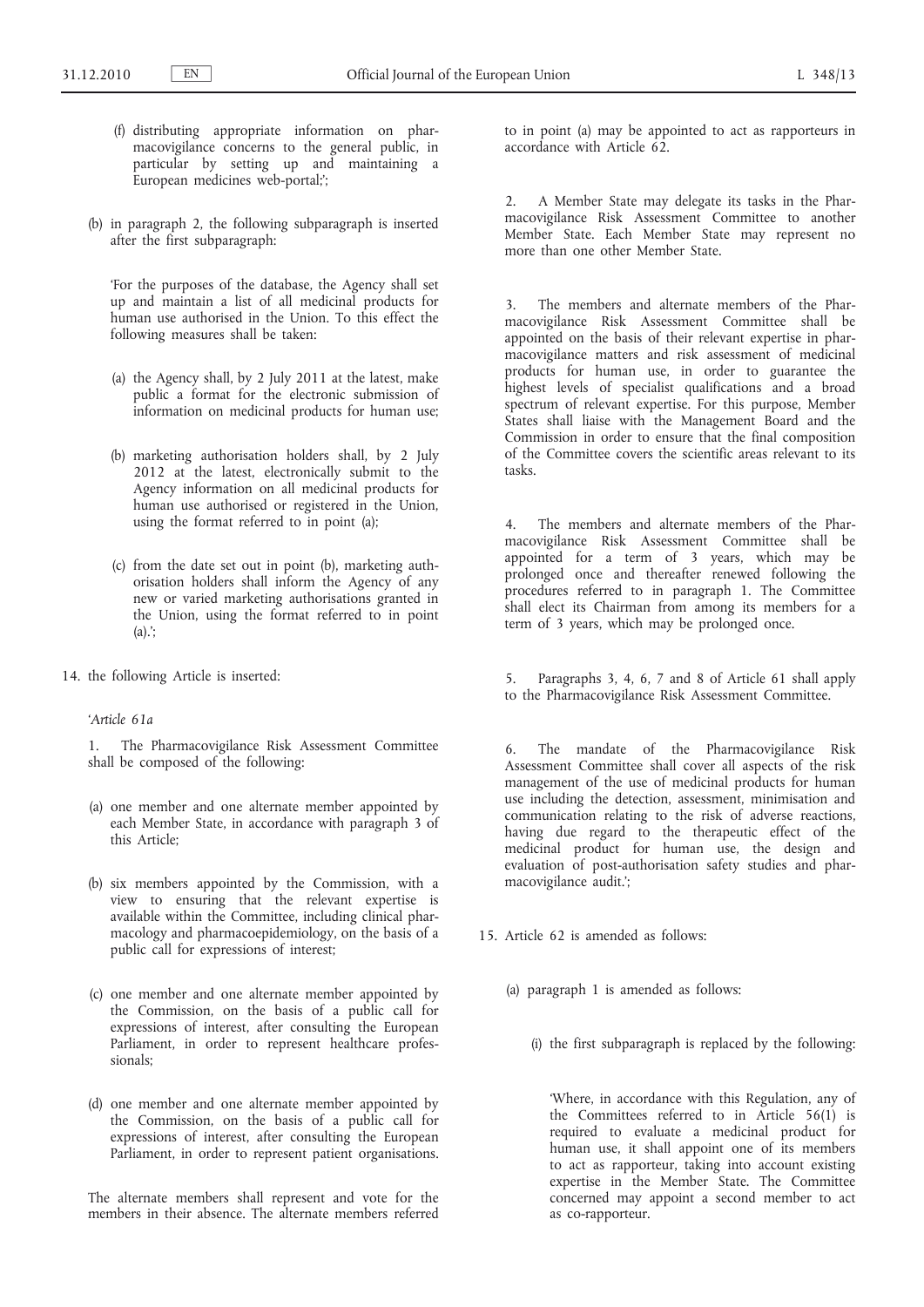(f) distributing appropriate information on pharmacovigilance concerns to the general public, in particular by setting up and maintaining a European medicines web-portal;';

(b) in paragraph 2, the following subparagraph is inserted after the first subparagraph:

'For the purposes of the database, the Agency shall set up and maintain a list of all medicinal products for human use authorised in the Union. To this effect the following measures shall be taken:

(a) the Agency shall, by 2 July 2011 at the latest, make public a format for the electronic submission of information on medicinal products for human use;

(b) marketing authorisation holders shall, by 2 July 2012 at the latest, electronically submit to the Agency information on all medicinal products for human use authorised or registered in the Union, using the format referred to in point (a);

(c) from the date set out in point (b), marketing authorisation holders shall inform the Agency of any new or varied marketing authorisations granted in the Union, using the format referred to in point (a).';

14. the following Article is inserted:

*'Article 61a*

1. The Pharmacovigilance Risk Assessment Committee shall be composed of the following:

(a) one member and one alternate member appointed by each Member State, in accordance with paragraph 3 of this Article;

(b) six members appointed by the Commission, with a view to ensuring that the relevant expertise is available within the Committee, including clinical pharmacology and pharmacoepidemiology, on the basis of a public call for expressions of interest;

(c) one member and one alternate member appointed by the Commission, on the basis of a public call for expressions of interest, after consulting the European Parliament, in order to represent healthcare professionals;

(d) one member and one alternate member appointed by the Commission, on the basis of a public call for expressions of interest, after consulting the European Parliament, in order to represent patient organisations.

The alternate members shall represent and vote for the members in their absence. The alternate members referred to in point (a) may be appointed to act as rapporteurs in accordance with Article 62.

2. A Member State may delegate its tasks in the Pharmacovigilance Risk Assessment Committee to another Member State. Each Member State may represent no more than one other Member State.

3. The members and alternate members of the Pharmacovigilance Risk Assessment Committee shall be appointed on the basis of their relevant expertise in pharmacovigilance matters and risk assessment of medicinal products for human use, in order to guarantee the highest levels of specialist qualifications and a broad spectrum of relevant expertise. For this purpose, Member States shall liaise with the Management Board and the Commission in order to ensure that the final composition of the Committee covers the scientific areas relevant to its tasks.

4. The members and alternate members of the Pharmacovigilance Risk Assessment Committee shall be appointed for a term of 3 years, which may be prolonged once and thereafter renewed following the procedures referred to in paragraph 1. The Committee shall elect its Chairman from among its members for a term of 3 years, which may be prolonged once.

5. Paragraphs 3, 4, 6, 7 and 8 of Article 61 shall apply to the Pharmacovigilance Risk Assessment Committee.

6. The mandate of the Pharmacovigilance Risk Assessment Committee shall cover all aspects of the risk management of the use of medicinal products for human use including the detection, assessment, minimisation and communication relating to the risk of adverse reactions, having due regard to the therapeutic effect of the medicinal product for human use, the design and evaluation of post-authorisation safety studies and pharmacovigilance audit.';

15. Article 62 is amended as follows:

(a) paragraph 1 is amended as follows:

(i) the first subparagraph is replaced by the following:

'Where, in accordance with this Regulation, any of the Committees referred to in Article 56(1) is required to evaluate a medicinal product for human use, it shall appoint one of its members to act as rapporteur, taking into account existing expertise in the Member State. The Committee concerned may appoint a second member to act as co-rapporteur.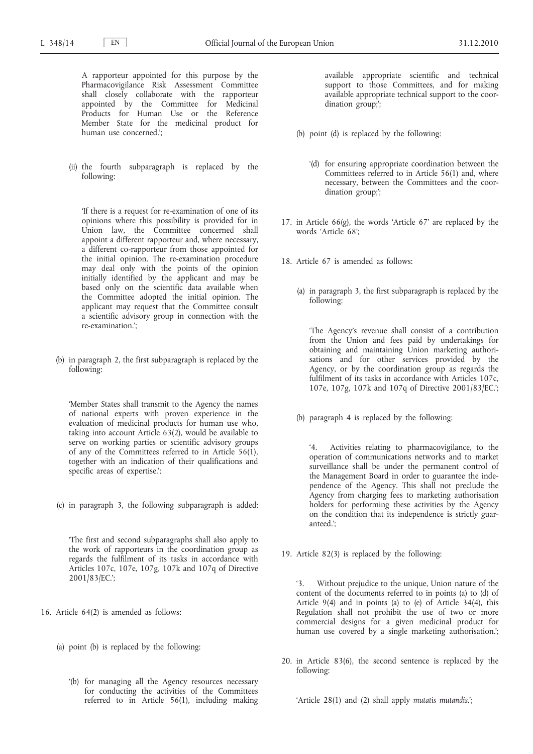A rapporteur appointed for this purpose by the Pharmacovigilance Risk Assessment Committee shall closely collaborate with the rapporteur appointed by the Committee for Medicinal Products for Human Use or the Reference Member State for the medicinal product for human use concerned.';

(ii) the fourth subparagraph is replaced by the following:

'If there is a request for re-examination of one of its opinions where this possibility is provided for in Union law, the Committee concerned shall appoint a different rapporteur and, where necessary, a different co-rapporteur from those appointed for the initial opinion. The re-examination procedure may deal only with the points of the opinion initially identified by the applicant and may be based only on the scientific data available when the Committee adopted the initial opinion. The applicant may request that the Committee consult a scientific advisory group in connection with the re-examination.';

(b) in paragraph 2, the first subparagraph is replaced by the following:

'Member States shall transmit to the Agency the names of national experts with proven experience in the evaluation of medicinal products for human use who, taking into account Article 63(2), would be available to serve on working parties or scientific advisory groups of any of the Committees referred to in Article 56(1), together with an indication of their qualifications and specific areas of expertise.';

(c) in paragraph 3, the following subparagraph is added:

'The first and second subparagraphs shall also apply to the work of rapporteurs in the coordination group as regards the fulfilment of its tasks in accordance with Articles 107c, 107e, 107g, 107k and 107q of Directive 2001/83/EC.';

16. Article 64(2) is amended as follows:

(a) point (b) is replaced by the following:

'(b) for managing all the Agency resources necessary for conducting the activities of the Committees referred to in Article 56(1), including making available appropriate scientific and technical support to those Committees, and for making available appropriate technical support to the coordination group;';

(b) point (d) is replaced by the following:

'(d) for ensuring appropriate coordination between the Committees referred to in Article 56(1) and, where necessary, between the Committees and the coordination group;';

17. in Article 66(g), the words 'Article 67' are replaced by the words 'Article 68';

18. Article 67 is amended as follows:

(a) in paragraph 3, the first subparagraph is replaced by the following:

'The Agency's revenue shall consist of a contribution from the Union and fees paid by undertakings for obtaining and maintaining Union marketing authorisations and for other services provided by the Agency, or by the coordination group as regards the fulfilment of its tasks in accordance with Articles 107c, 107e, 107g, 107k and 107q of Directive 2001/83/EC.';

(b) paragraph 4 is replaced by the following:

'4. Activities relating to pharmacovigilance, to the operation of communications networks and to market surveillance shall be under the permanent control of the Management Board in order to guarantee the independence of the Agency. This shall not preclude the Agency from charging fees to marketing authorisation holders for performing these activities by the Agency on the condition that its independence is strictly guaranteed.';

19. Article 82(3) is replaced by the following:

'3. Without prejudice to the unique, Union nature of the content of the documents referred to in points (a) to (d) of Article 9(4) and in points (a) to (e) of Article 34(4), this Regulation shall not prohibit the use of two or more commercial designs for a given medicinal product for human use covered by a single marketing authorisation.';

20. in Article 83(6), the second sentence is replaced by the following:

'Article 28(1) and (2) shall apply *mutatis mutandis*.';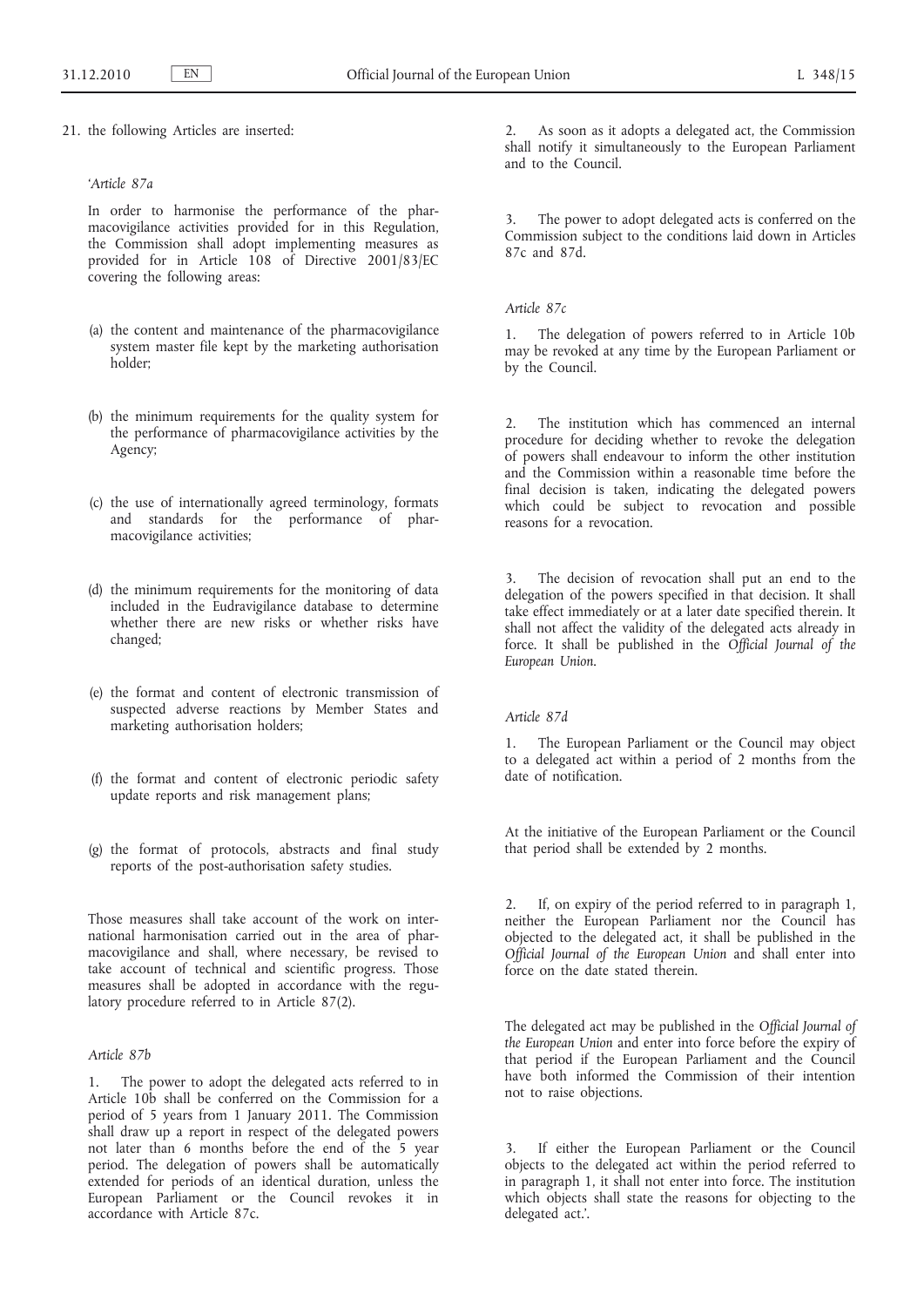21. the following Articles are inserted:

'*Article 87a*

In order to harmonise the performance of the pharmacovigilance activities provided for in this Regulation, the Commission shall adopt implementing measures as provided for in Article 108 of Directive 2001/83/EC covering the following areas:

(a) the content and maintenance of the pharmacovigilance system master file kept by the marketing authorisation holder;

(b) the minimum requirements for the quality system for the performance of pharmacovigilance activities by the Agency;

(c) the use of internationally agreed terminology, formats and standards for the performance of pharmacovigilance activities;

(d) the minimum requirements for the monitoring of data included in the Eudravigilance database to determine whether there are new risks or whether risks have changed;

(e) the format and content of electronic transmission of suspected adverse reactions by Member States and marketing authorisation holders;

(f) the format and content of electronic periodic safety update reports and risk management plans;

(g) the format of protocols, abstracts and final study reports of the post-authorisation safety studies.

Those measures shall take account of the work on international harmonisation carried out in the area of pharmacovigilance and shall, where necessary, be revised to take account of technical and scientific progress. Those measures shall be adopted in accordance with the regulatory procedure referred to in Article 87(2).

*Article 87b*

1. The power to adopt the delegated acts referred to in Article 10b shall be conferred on the Commission for a period of 5 years from 1 January 2011. The Commission shall draw up a report in respect of the delegated powers not later than 6 months before the end of the 5 year period. The delegation of powers shall be automatically extended for periods of an identical duration, unless the European Parliament or the Council revokes it in accordance with Article 87c.

2. As soon as it adopts a delegated act, the Commission shall notify it simultaneously to the European Parliament and to the Council.

3. The power to adopt delegated acts is conferred on the Commission subject to the conditions laid down in Articles 87c and 87d.

*Article 87c*

1. The delegation of powers referred to in Article 10b may be revoked at any time by the European Parliament or by the Council.

2. The institution which has commenced an internal procedure for deciding whether to revoke the delegation of powers shall endeavour to inform the other institution and the Commission within a reasonable time before the final decision is taken, indicating the delegated powers which could be subject to revocation and possible reasons for a revocation.

3. The decision of revocation shall put an end to the delegation of the powers specified in that decision. It shall take effect immediately or at a later date specified therein. It shall not affect the validity of the delegated acts already in force. It shall be published in the *Official Journal of the European Union*.

*Article 87d*

1. The European Parliament or the Council may object to a delegated act within a period of 2 months from the date of notification.

At the initiative of the European Parliament or the Council that period shall be extended by 2 months.

2. If, on expiry of the period referred to in paragraph 1, neither the European Parliament nor the Council has objected to the delegated act, it shall be published in the *Official Journal of the European Union* and shall enter into force on the date stated therein.

The delegated act may be published in the *Official Journal of the European Union* and enter into force before the expiry of that period if the European Parliament and the Council have both informed the Commission of their intention not to raise objections.

3. If either the European Parliament or the Council objects to the delegated act within the period referred to in paragraph 1, it shall not enter into force. The institution which objects shall state the reasons for objecting to the delegated act.'.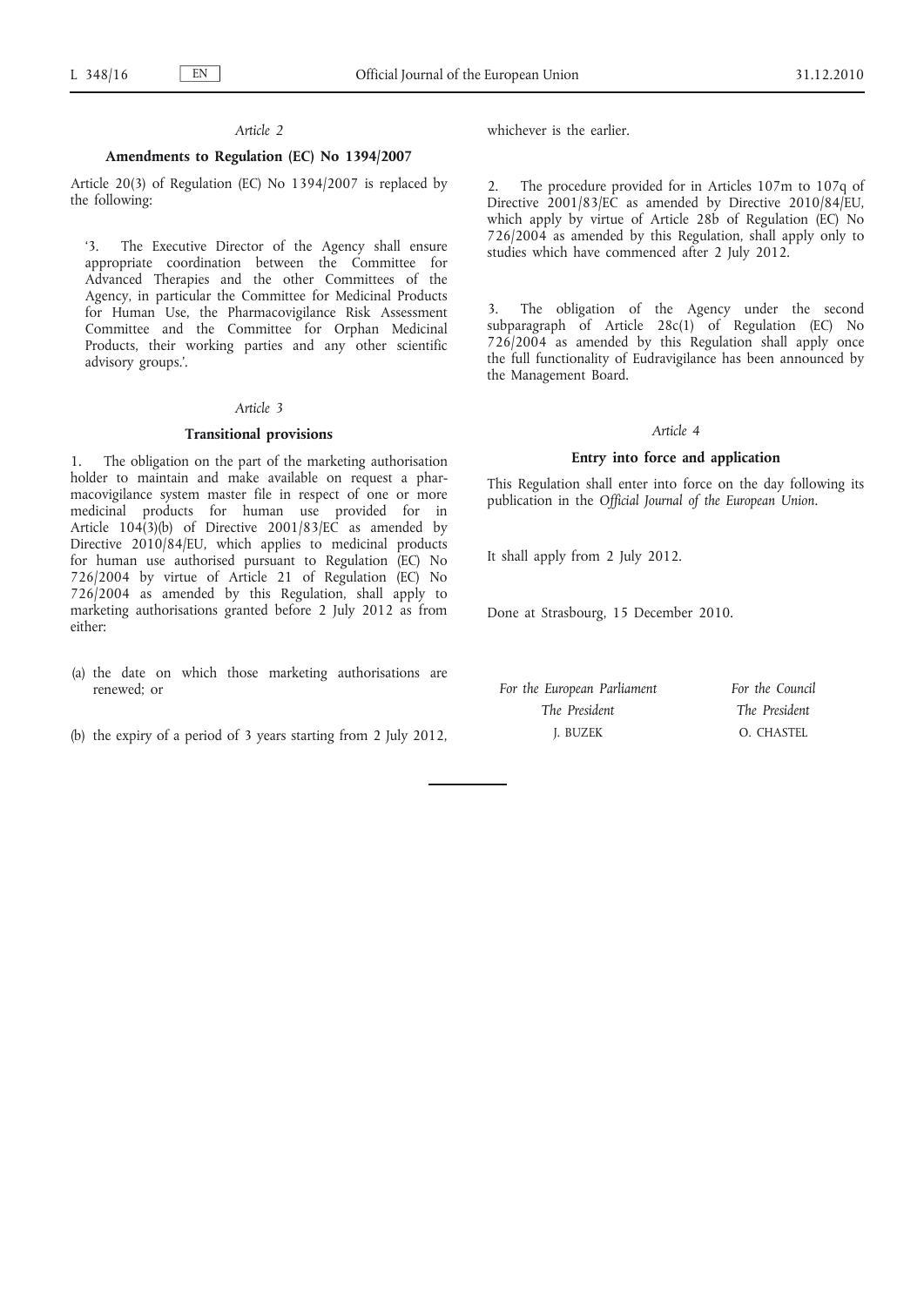*Article 2*

**Amendments to Regulation (EC) No 1394/2007**

Article 20(3) of Regulation (EC) No 1394/2007 is replaced by the following:

'3. The Executive Director of the Agency shall ensure appropriate coordination between the Committee for Advanced Therapies and the other Committees of the Agency, in particular the Committee for Medicinal Products for Human Use, the Pharmacovigilance Risk Assessment Committee and the Committee for Orphan Medicinal Products, their working parties and any other scientific advisory groups.'.

*Article 3*

**Transitional provisions**

1. The obligation on the part of the marketing authorisation holder to maintain and make available on request a pharmacovigilance system master file in respect of one or more medicinal products for human use provided for in Article 104(3)(b) of Directive 2001/83/EC as amended by Directive 2010/84/EU, which applies to medicinal products for human use authorised pursuant to Regulation (EC) No 726/2004 by virtue of Article 21 of Regulation (EC) No 726/2004 as amended by this Regulation, shall apply to marketing authorisations granted before 2 July 2012 as from either:

(a) the date on which those marketing authorisations are renewed; or

(b) the expiry of a period of 3 years starting from 2 July 2012,

whichever is the earlier.

2. The procedure provided for in Articles 107m to 107q of Directive 2001/83/EC as amended by Directive 2010/84/EU, which apply by virtue of Article 28b of Regulation (EC) No 726/2004 as amended by this Regulation, shall apply only to studies which have commenced after 2 July 2012.

3. The obligation of the Agency under the second subparagraph of Article 28c(1) of Regulation (EC) No 726/2004 as amended by this Regulation shall apply once the full functionality of Eudravigilance has been announced by the Management Board.

*Article 4*

**Entry into force and application**

This Regulation shall enter into force on the day following its publication in the *Official Journal of the European Union*.

It shall apply from 2 July 2012.

Done at Strasbourg, 15 December 2010.

| *For the European Parliament* | *For the Council* |
|---|---|
| *The President* | *The President* |
| J. BUZEK | O. CHASTEL |